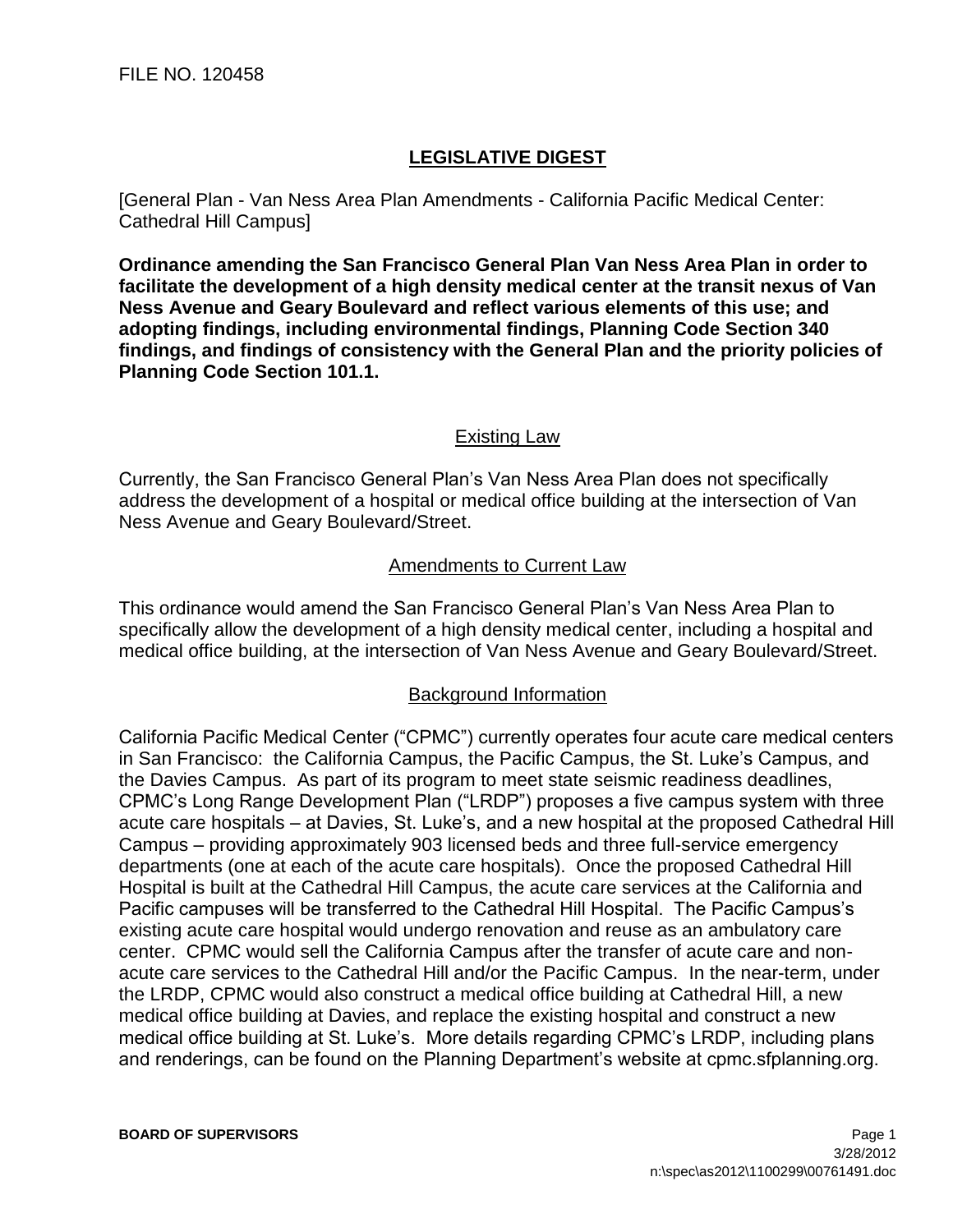FILE NO. 120458

# LEGISLATIVE DIGEST

[General Plan - Van Ness Area Plan Amendments - California Pacific Medical Center: Cathedral Hill Campus]

**Ordinance amending the San Francisco General Plan Van Ness Area Plan in order to facilitate the development of a high density medical center at the transit nexus of Van Ness Avenue and Geary Boulevard and reflect various elements of this use; and adopting findings, including environmental findings, Planning Code Section 340 findings, and findings of consistency with the General Plan and the priority policies of Planning Code Section 101.1.**

## Existing Law

Currently, the San Francisco General Plan's Van Ness Area Plan does not specifically address the development of a hospital or medical office building at the intersection of Van Ness Avenue and Geary Boulevard/Street.

## Amendments to Current Law

This ordinance would amend the San Francisco General Plan's Van Ness Area Plan to specifically allow the development of a high density medical center, including a hospital and medical office building, at the intersection of Van Ness Avenue and Geary Boulevard/Street.

## Background Information

California Pacific Medical Center ("CPMC") currently operates four acute care medical centers in San Francisco: the California Campus, the Pacific Campus, the St. Luke's Campus, and the Davies Campus. As part of its program to meet state seismic readiness deadlines, CPMC's Long Range Development Plan ("LRDP") proposes a five campus system with three acute care hospitals – at Davies, St. Luke's, and a new hospital at the proposed Cathedral Hill Campus – providing approximately 903 licensed beds and three full-service emergency departments (one at each of the acute care hospitals). Once the proposed Cathedral Hill Hospital is built at the Cathedral Hill Campus, the acute care services at the California and Pacific campuses will be transferred to the Cathedral Hill Hospital. The Pacific Campus's existing acute care hospital would undergo renovation and reuse as an ambulatory care center. CPMC would sell the California Campus after the transfer of acute care and non-acute care services to the Cathedral Hill and/or the Pacific Campus. In the near-term, under the LRDP, CPMC would also construct a medical office building at Cathedral Hill, a new medical office building at Davies, and replace the existing hospital and construct a new medical office building at St. Luke's. More details regarding CPMC's LRDP, including plans and renderings, can be found on the Planning Department's website at cpmc.sfplanning.org.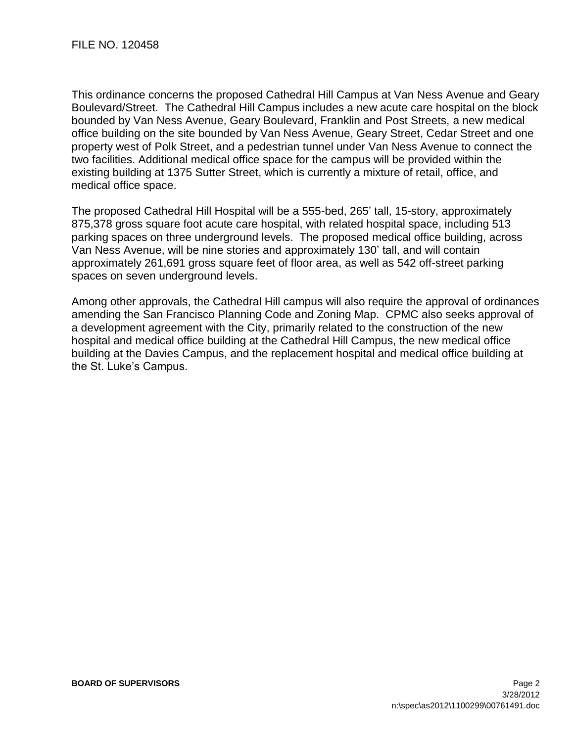FILE NO. 120458

This ordinance concerns the proposed Cathedral Hill Campus at Van Ness Avenue and Geary Boulevard/Street. The Cathedral Hill Campus includes a new acute care hospital on the block bounded by Van Ness Avenue, Geary Boulevard, Franklin and Post Streets, a new medical office building on the site bounded by Van Ness Avenue, Geary Street, Cedar Street and one property west of Polk Street, and a pedestrian tunnel under Van Ness Avenue to connect the two facilities. Additional medical office space for the campus will be provided within the existing building at 1375 Sutter Street, which is currently a mixture of retail, office, and medical office space.

The proposed Cathedral Hill Hospital will be a 555-bed, 265' tall, 15-story, approximately 875,378 gross square foot acute care hospital, with related hospital space, including 513 parking spaces on three underground levels. The proposed medical office building, across Van Ness Avenue, will be nine stories and approximately 130' tall, and will contain approximately 261,691 gross square feet of floor area, as well as 542 off-street parking spaces on seven underground levels.

Among other approvals, the Cathedral Hill campus will also require the approval of ordinances amending the San Francisco Planning Code and Zoning Map. CPMC also seeks approval of a development agreement with the City, primarily related to the construction of the new hospital and medical office building at the Cathedral Hill Campus, the new medical office building at the Davies Campus, and the replacement hospital and medical office building at the St. Luke's Campus.